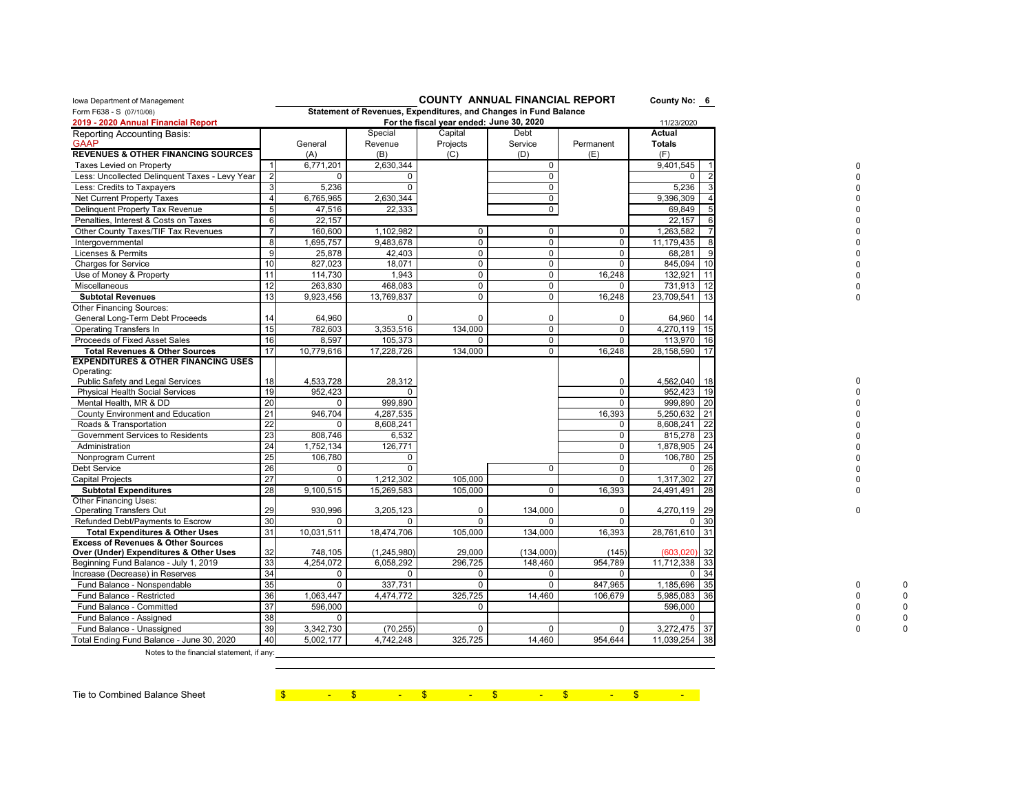Iowa Department of Management

Form F638 - S (07/10/08)

**2019 - 2020 Annual Financial Report**

**COUNTY ANNUAL FINANCIAL REPORT**

**Statement of Revenues, Expenditures, and Changes in Fund Balance**

**For the fiscal year ended: June 30, 2020**

**County No: 6**

11/23/2020

| Reporting Accounting Basis: GAAP | | General (A) | Special Revenue (B) | Capital Projects (C) | Debt Service (D) | Permanent (E) | Actual Totals (F) | | | |
|---|---|---|---|---|---|---|---|---|---|---|
| **REVENUES & OTHER FINANCING SOURCES** | | | | | | | | | | |
| Taxes Levied on Property | 1 | 6,771,201 | 2,630,344 | | 0 | | 9,401,545 | 1 | 0 | |
| Less: Uncollected Delinquent Taxes - Levy Year | 2 | 0 | 0 | | 0 | | 0 | 2 | 0 | |
| Less: Credits to Taxpayers | 3 | 5,236 | 0 | | 0 | | 5,236 | 3 | 0 | |
| Net Current Property Taxes | 4 | 6,765,965 | 2,630,344 | | 0 | | 9,396,309 | 4 | 0 | |
| Delinquent Property Tax Revenue | 5 | 47,516 | 22,333 | | 0 | | 69,849 | 5 | 0 | |
| Penalties, Interest & Costs on Taxes | 6 | 22,157 | | | | | 22,157 | 6 | 0 | |
| Other County Taxes/TIF Tax Revenues | 7 | 160,600 | 1,102,982 | 0 | 0 | 0 | 1,263,582 | 7 | 0 | |
| Intergovernmental | 8 | 1,695,757 | 9,483,678 | 0 | 0 | 0 | 11,179,435 | 8 | 0 | |
| Licenses & Permits | 9 | 25,878 | 42,403 | 0 | 0 | 0 | 68,281 | 9 | 0 | |
| Charges for Service | 10 | 827,023 | 18,071 | 0 | 0 | 0 | 845,094 | 10 | 0 | |
| Use of Money & Property | 11 | 114,730 | 1,943 | 0 | 0 | 16,248 | 132,921 | 11 | 0 | |
| Miscellaneous | 12 | 263,830 | 468,083 | 0 | 0 | 0 | 731,913 | 12 | 0 | |
| **Subtotal Revenues** | 13 | 9,923,456 | 13,769,837 | 0 | 0 | 16,248 | 23,709,541 | 13 | 0 | |
| Other Financing Sources: | | | | | | | | | | |
| General Long-Term Debt Proceeds | 14 | 64,960 | 0 | 0 | 0 | 0 | 64,960 | 14 | | |
| Operating Transfers In | 15 | 782,603 | 3,353,516 | 134,000 | 0 | 0 | 4,270,119 | 15 | | |
| Proceeds of Fixed Asset Sales | 16 | 8,597 | 105,373 | 0 | 0 | 0 | 113,970 | 16 | | |
| **Total Revenues & Other Sources** | 17 | 10,779,616 | 17,228,726 | 134,000 | 0 | 16,248 | 28,158,590 | 17 | | |
| **EXPENDITURES & OTHER FINANCING USES** | | | | | | | | | | |
| Operating: | | | | | | | | | | |
| Public Safety and Legal Services | 18 | 4,533,728 | 28,312 | | | 0 | 4,562,040 | 18 | 0 | |
| Physical Health Social Services | 19 | 952,423 | 0 | | | 0 | 952,423 | 19 | 0 | |
| Mental Health, MR & DD | 20 | 0 | 999,890 | | | 0 | 999,890 | 20 | 0 | |
| County Environment and Education | 21 | 946,704 | 4,287,535 | | | 16,393 | 5,250,632 | 21 | 0 | |
| Roads & Transportation | 22 | 0 | 8,608,241 | | | 0 | 8,608,241 | 22 | 0 | |
| Government Services to Residents | 23 | 808,746 | 6,532 | | | 0 | 815,278 | 23 | 0 | |
| Administration | 24 | 1,752,134 | 126,771 | | | 0 | 1,878,905 | 24 | 0 | |
| Nonprogram Current | 25 | 106,780 | 0 | | | 0 | 106,780 | 25 | 0 | |
| Debt Service | 26 | 0 | 0 | | 0 | 0 | 0 | 26 | 0 | |
| Capital Projects | 27 | 0 | 1,212,302 | 105,000 | | 0 | 1,317,302 | 27 | 0 | |
| **Subtotal Expenditures** | 28 | 9,100,515 | 15,269,583 | 105,000 | 0 | 16,393 | 24,491,491 | 28 | 0 | |
| Other Financing Uses: | | | | | | | | | | |
| Operating Transfers Out | 29 | 930,996 | 3,205,123 | 0 | 134,000 | 0 | 4,270,119 | 29 | 0 | |
| Refunded Debt/Payments to Escrow | 30 | 0 | 0 | 0 | 0 | 0 | 0 | 30 | | |
| **Total Expenditures & Other Uses** | 31 | 10,031,511 | 18,474,706 | 105,000 | 134,000 | 16,393 | 28,761,610 | 31 | | |
| **Excess of Revenues & Other Sources Over (Under) Expenditures & Other Uses** | 32 | 748,105 | (1,245,980) | 29,000 | (134,000) | (145) | (603,020) | 32 | | |
| Beginning Fund Balance - July 1, 2019 | 33 | 4,254,072 | 6,058,292 | 296,725 | 148,460 | 954,789 | 11,712,338 | 33 | | |
| Increase (Decrease) in Reserves | 34 | 0 | 0 | 0 | 0 | 0 | 0 | 34 | | |
| Fund Balance - Nonspendable | 35 | 0 | 337,731 | 0 | 0 | 847,965 | 1,185,696 | 35 | 0 | 0 |
| Fund Balance - Restricted | 36 | 1,063,447 | 4,474,772 | 325,725 | 14,460 | 106,679 | 5,985,083 | 36 | 0 | 0 |
| Fund Balance - Committed | 37 | 596,000 | | 0 | | | 596,000 | | 0 | 0 |
| Fund Balance - Assigned | 38 | 0 | | | | | 0 | | 0 | 0 |
| Fund Balance - Unassigned | 39 | 3,342,730 | (70,255) | 0 | 0 | 0 | 3,272,475 | 37 | 0 | 0 |
| Total Ending Fund Balance - June 30, 2020 | 40 | 5,002,177 | 4,742,248 | 325,725 | 14,460 | 954,644 | 11,039,254 | 38 | | |

Notes to the financial statement, if any:

| Tie to Combined Balance Sheet | $ - | $ - | $ - | $ - | $ - | $ - |
|---|---|---|---|---|---|---|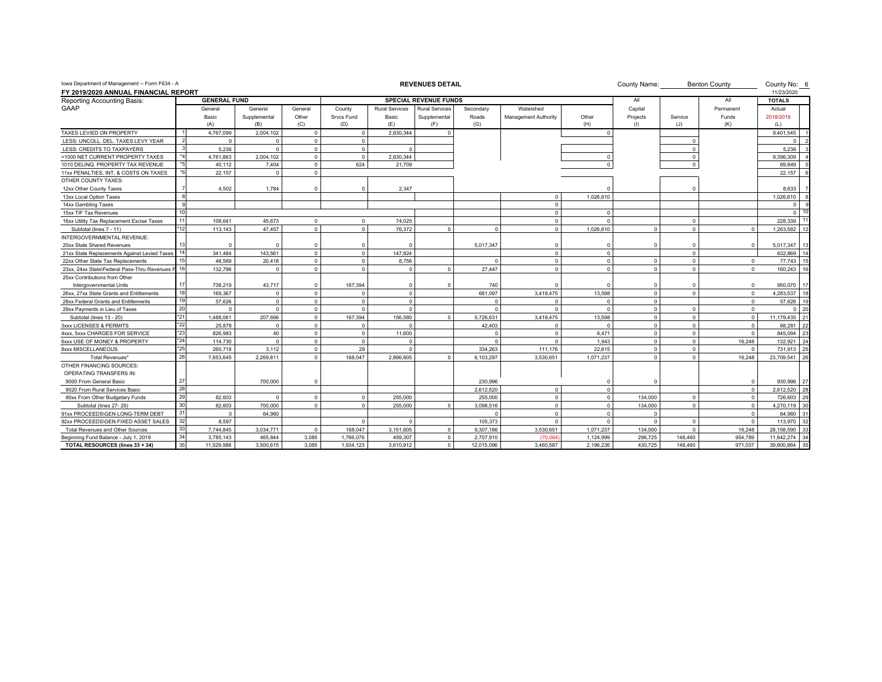Iowa Department of Management -- Form F634 - A

**REVENUES DETAIL**

County Name: Benton County | County No: 6

**FY 2019/2020 ANNUAL FINANCIAL REPORT**

11/23/2020

| Reporting Accounting Basis: GAAP | | GENERAL FUND | | | SPECIAL REVENUE FUNDS | | | | | | All | | All | TOTALS | |
|---|---|---|---|---|---|---|---|---|---|---|---|---|---|---|---|
| | | General Basic (A) | General Supplemental (B) | General Other (C) | County Srvcs Fund (D) | Rural Services Basic (E) | Rural Services Supplemental (F) | Secondary Roads (G) | Watershed Management Authority | Other (H) | Capital Projects (I) | Service (J) | Permanent Funds (K) | Actual 2018/2019 (L) | |
| TAXES LEVIED ON PROPERTY | 1 | 4,767,099 | 2,004,102 | 0 | 0 | 2,630,344 | 0 | | | 0 | | | | 9,401,545 | 1 |
| LESS: UNCOLL. DEL. TAXES LEVY YEAR | 2 | 0 | 0 | 0 | 0 | | | | | | | 0 | | 0 | 2 |
| LESS: CREDITS TO TAXPAYERS | 3 | 5,236 | 0 | 0 | 0 | 0 | | | | | | 0 | | 5,236 | 3 |
| =1000 NET CURRENT PROPERTY TAXES | *4 | 4,761,863 | 2,004,102 | 0 | 0 | 2,630,344 | | | | 0 | | 0 | | 9,396,309 | 4 |
| 1010 DELINQ. PROPERTY TAX REVENUE | *5 | 40,112 | 7,404 | 0 | 624 | 21,709 | | | | 0 | | 0 | | 69,849 | 5 |
| 11xx PENALTIES, INT, & COSTS ON TAXES | *6 | 22,157 | 0 | 0 | | | | | | | | | | 22,157 | 6 |
| OTHER COUNTY TAXES: | | | | | | | | | | | | | | | |
| 12xx Other County Taxes | 7 | 4,502 | 1,784 | 0 | 0 | 2,347 | | | | 0 | | 0 | | 8,633 | 7 |
| 13xx Local Option Taxes | 8 | | | | | | | | 0 | 1,026,610 | | | | 1,026,610 | 8 |
| 14xx Gambling Taxes | 9 | | | | | | | | 0 | | | | | 0 | 9 |
| 15xx TIF Tax Revenues | 10 | | | | | | | | 0 | 0 | | | | 0 | 10 |
| 16xx Utility Tax Replacement Excise Taxes | 11 | 108,641 | 45,673 | 0 | 0 | 74,025 | | | 0 | 0 | | 0 | | 228,339 | 11 |
| Subtotal (lines 7 - 11) | *12 | 113,143 | 47,457 | 0 | 0 | 76,372 | 0 | 0 | 0 | 1,026,610 | 0 | 0 | 0 | 1,263,582 | 12 |
| INTERGOVERNMENTAL REVENUE: | | | | | | | | | | | | | | | |
| 20xx State Shared Revenues | 13 | 0 | 0 | 0 | 0 | 0 | | 5,017,347 | 0 | 0 | 0 | 0 | 0 | 5,017,347 | 13 |
| 21xx State Replacements Against Levied Taxes | 14 | 341,484 | 143,561 | 0 | 0 | 147,824 | | | 0 | 0 | | 0 | | 632,869 | 14 |
| 22xx Other State Tax Replacements | 15 | 48,569 | 20,418 | 0 | 0 | 8,756 | | 0 | 0 | 0 | 0 | 0 | 0 | 77,743 | 15 |
| 23xx, 24xx State\Federal Pass-Thru Revenues F | 16 | 132,796 | 0 | 0 | 0 | 0 | 0 | 27,447 | 0 | 0 | 0 | 0 | 0 | 160,243 | 16 |
| 25xx Contributions from Other Intergovernmental Units | 17 | 738,219 | 43,717 | 0 | 167,394 | 0 | 0 | 740 | 0 | 0 | 0 | 0 | 0 | 950,070 | 17 |
| 26xx, 27xx State Grants and Entitlements | 18 | 169,367 | 0 | 0 | 0 | 0 | | 681,097 | 3,419,475 | 13,598 | 0 | 0 | 0 | 4,283,537 | 18 |
| 28xx Federal Grants and Entitlements | 19 | 57,626 | 0 | 0 | 0 | 0 | | 0 | 0 | 0 | 0 | | 0 | 57,626 | 19 |
| 29xx Payments in Lieu of Taxes | 20 | 0 | 0 | 0 | 0 | 0 | | 0 | 0 | 0 | 0 | 0 | 0 | 0 | 20 |
| Subtotal (lines 13 - 20) | *21 | 1,488,061 | 207,696 | 0 | 167,394 | 156,580 | 0 | 5,726,631 | 3,419,475 | 13,598 | 0 | 0 | 0 | 11,179,435 | 21 |
| 3xxx LICENSES & PERMITS | *22 | 25,878 | 0 | 0 | 0 | 0 | | 42,403 | 0 | 0 | 0 | 0 | 0 | 68,281 | 22 |
| 4xxx, 5xxx CHARGES FOR SERVICE | *23 | 826,983 | 40 | 0 | 0 | 11,600 | | 0 | 0 | 6,471 | 0 | 0 | 0 | 845,094 | 23 |
| 6xxx USE OF MONEY & PROPERTY | *24 | 114,730 | 0 | 0 | 0 | 0 | | 0 | 0 | 1,943 | 0 | 0 | 16,248 | 132,921 | 24 |
| 8xxx MISCELLANEOUS | *25 | 260,718 | 3,112 | 0 | 29 | 0 | | 334,263 | 111,176 | 22,615 | 0 | 0 | 0 | 731,913 | 25 |
| Total Revenues* | 26 | 7,653,645 | 2,269,811 | 0 | 168,047 | 2,896,605 | 0 | 6,103,297 | 3,530,651 | 1,071,237 | 0 | 0 | 16,248 | 23,709,541 | 26 |
| OTHER FINANCING SOURCES: OPERATING TRANSFERS IN: | | | | | | | | | | | | | | | |
| 9000 From General Basic | 27 | | 700,000 | 0 | | | | 230,996 | | 0 | 0 | | 0 | 930,996 | 27 |
| 9020 From Rural Services Basic | 28 | | | | | | | 2,612,520 | 0 | 0 | | | 0 | 2,612,520 | 28 |
| 90xx From Other Budgetary Funds | 29 | 82,603 | 0 | 0 | 0 | 255,000 | | 255,000 | 0 | 0 | 134,000 | 0 | 0 | 726,603 | 29 |
| Subtotal (lines 27- 29) | 30 | 82,603 | 700,000 | 0 | 0 | 255,000 | 0 | 3,098,516 | 0 | 0 | 134,000 | 0 | 0 | 4,270,119 | 30 |
| 91xx PROCEEDS\GEN LONG-TERM DEBT | 31 | 0 | 64,960 | | | | | 0 | 0 | 0 | 0 | | 0 | 64,960 | 31 |
| 92xx PROCEEDS\GEN FIXED ASSET SALES | 32 | 8,597 | | | 0 | 0 | | 105,373 | 0 | 0 | 0 | 0 | 0 | 113,970 | 32 |
| Total Revenues and Other Sources | 33 | 7,744,845 | 3,034,771 | 0 | 168,047 | 3,151,605 | 0 | 9,307,186 | 3,530,651 | 1,071,237 | 134,000 | 0 | 16,248 | 28,158,590 | 33 |
| Beginning Fund Balance - July 1, 2019 | 34 | 3,785,143 | 465,844 | 3,085 | 1,766,076 | 459,307 | 0 | 2,707,910 | (70,064) | 1,124,999 | 296,725 | 148,460 | 954,789 | 11,642,274 | 34 |
| **TOTAL RESOURCES (lines 33 + 34)** | 35 | 11,529,988 | 3,500,615 | 3,085 | 1,934,123 | 3,610,912 | 0 | 12,015,096 | 3,460,587 | 2,196,236 | 430,725 | 148,460 | 971,037 | 39,800,864 | 35 |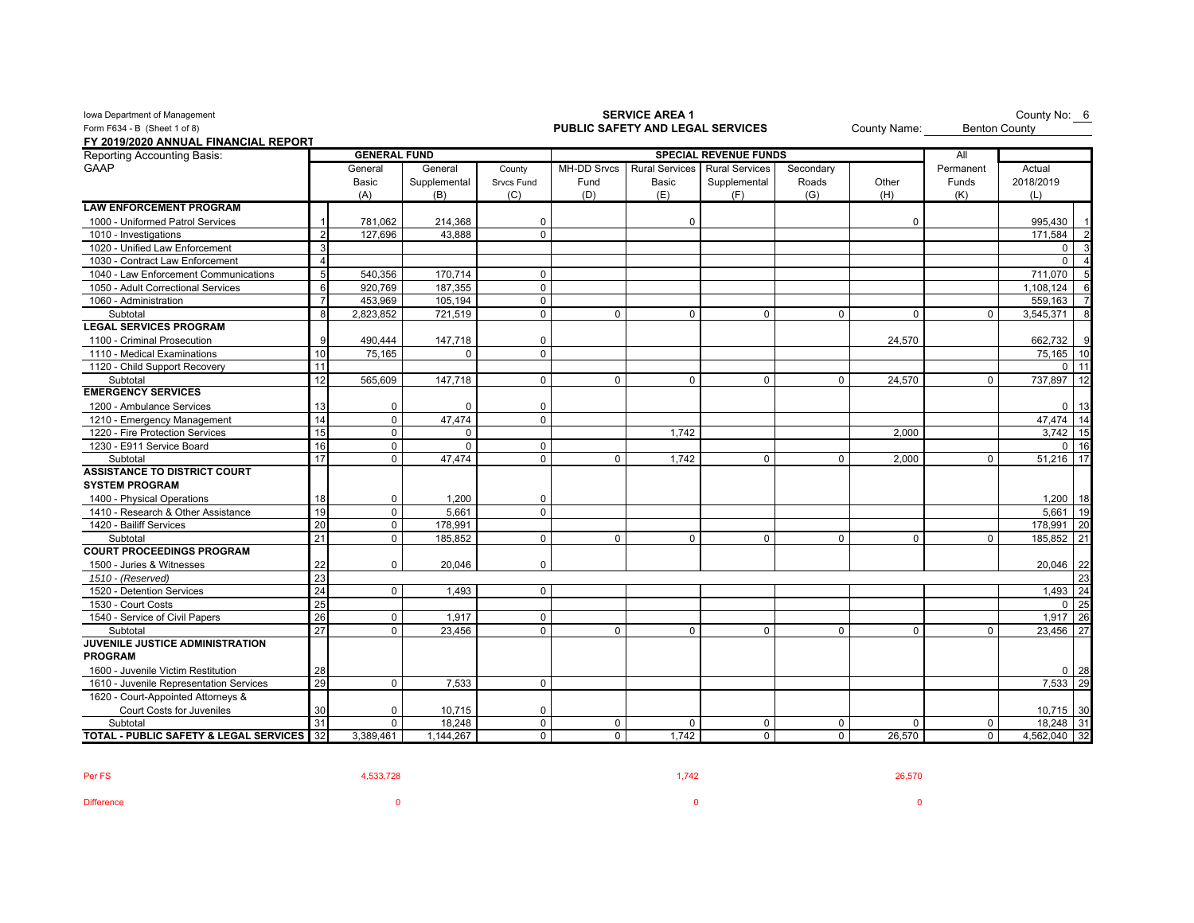Iowa Department of Management
Form F634 - B (Sheet 1 of 8)

**FY 2019/2020 ANNUAL FINANCIAL REPORT**

**SERVICE AREA 1**
**PUBLIC SAFETY AND LEGAL SERVICES**

County No: 6
County Name: Benton County

| Reporting Accounting Basis: GAAP | | GENERAL FUND | | | SPECIAL REVENUE FUNDS | | | | | All | | |
|---|---|---|---|---|---|---|---|---|---|---|---|---|
| | | General Basic (A) | General Supplemental (B) | County Srvcs Fund (C) | MH-DD Srvcs Fund (D) | Rural Services Basic (E) | Rural Services Supplemental (F) | Secondary Roads (G) | Other (H) | Permanent Funds (K) | Actual 2018/2019 (L) | |
| **LAW ENFORCEMENT PROGRAM** | | | | | | | | | | | | |
| 1000 - Uniformed Patrol Services | 1 | 781,062 | 214,368 | 0 | | 0 | | | 0 | | 995,430 | 1 |
| 1010 - Investigations | 2 | 127,696 | 43,888 | 0 | | | | | | | 171,584 | 2 |
| 1020 - Unified Law Enforcement | 3 | | | | | | | | | | 0 | 3 |
| 1030 - Contract Law Enforcement | 4 | | | | | | | | | | 0 | 4 |
| 1040 - Law Enforcement Communications | 5 | 540,356 | 170,714 | 0 | | | | | | | 711,070 | 5 |
| 1050 - Adult Correctional Services | 6 | 920,769 | 187,355 | 0 | | | | | | | 1,108,124 | 6 |
| 1060 - Administration | 7 | 453,969 | 105,194 | 0 | | | | | | | 559,163 | 7 |
| Subtotal | 8 | 2,823,852 | 721,519 | 0 | 0 | 0 | 0 | 0 | 0 | 0 | 3,545,371 | 8 |
| **LEGAL SERVICES PROGRAM** | | | | | | | | | | | | |
| 1100 - Criminal Prosecution | 9 | 490,444 | 147,718 | 0 | | | | | 24,570 | | 662,732 | 9 |
| 1110 - Medical Examinations | 10 | 75,165 | 0 | 0 | | | | | | | 75,165 | 10 |
| 1120 - Child Support Recovery | 11 | | | | | | | | | | 0 | 11 |
| Subtotal | 12 | 565,609 | 147,718 | 0 | 0 | 0 | 0 | 0 | 24,570 | 0 | 737,897 | 12 |
| **EMERGENCY SERVICES** | | | | | | | | | | | | |
| 1200 - Ambulance Services | 13 | 0 | 0 | 0 | | | | | | | 0 | 13 |
| 1210 - Emergency Management | 14 | 0 | 47,474 | 0 | | | | | | | 47,474 | 14 |
| 1220 - Fire Protection Services | 15 | 0 | 0 | | | 1,742 | | | 2,000 | | 3,742 | 15 |
| 1230 - E911 Service Board | 16 | 0 | 0 | 0 | | | | | | | 0 | 16 |
| Subtotal | 17 | 0 | 47,474 | 0 | 0 | 1,742 | 0 | 0 | 2,000 | 0 | 51,216 | 17 |
| **ASSISTANCE TO DISTRICT COURT SYSTEM PROGRAM** | | | | | | | | | | | | |
| 1400 - Physical Operations | 18 | 0 | 1,200 | 0 | | | | | | | 1,200 | 18 |
| 1410 - Research & Other Assistance | 19 | 0 | 5,661 | 0 | | | | | | | 5,661 | 19 |
| 1420 - Bailiff Services | 20 | 0 | 178,991 | | | | | | | | 178,991 | 20 |
| Subtotal | 21 | 0 | 185,852 | 0 | 0 | 0 | 0 | 0 | 0 | 0 | 185,852 | 21 |
| **COURT PROCEEDINGS PROGRAM** | | | | | | | | | | | | |
| 1500 - Juries & Witnesses | 22 | 0 | 20,046 | 0 | | | | | | | 20,046 | 22 |
| *1510 - (Reserved)* | 23 | | | | | | | | | | | 23 |
| 1520 - Detention Services | 24 | 0 | 1,493 | 0 | | | | | | | 1,493 | 24 |
| 1530 - Court Costs | 25 | | | | | | | | | | 0 | 25 |
| 1540 - Service of Civil Papers | 26 | 0 | 1,917 | 0 | | | | | | | 1,917 | 26 |
| Subtotal | 27 | 0 | 23,456 | 0 | 0 | 0 | 0 | 0 | 0 | 0 | 23,456 | 27 |
| **JUVENILE JUSTICE ADMINISTRATION PROGRAM** | | | | | | | | | | | | |
| 1600 - Juvenile Victim Restitution | 28 | | | | | | | | | | 0 | 28 |
| 1610 - Juvenile Representation Services | 29 | 0 | 7,533 | 0 | | | | | | | 7,533 | 29 |
| 1620 - Court-Appointed Attorneys & Court Costs for Juveniles | 30 | 0 | 10,715 | 0 | | | | | | | 10,715 | 30 |
| Subtotal | 31 | 0 | 18,248 | 0 | 0 | 0 | 0 | 0 | 0 | 0 | 18,248 | 31 |
| **TOTAL - PUBLIC SAFETY & LEGAL SERVICES** | 32 | 3,389,461 | 1,144,267 | 0 | 0 | 1,742 | 0 | 0 | 26,570 | 0 | 4,562,040 | 32 |

| | General Fund | Rural Services Basic | Other |
|---|---|---|---|
| Per FS | 4,533,728 | 1,742 | 26,570 |
| Difference | 0 | 0 | 0 |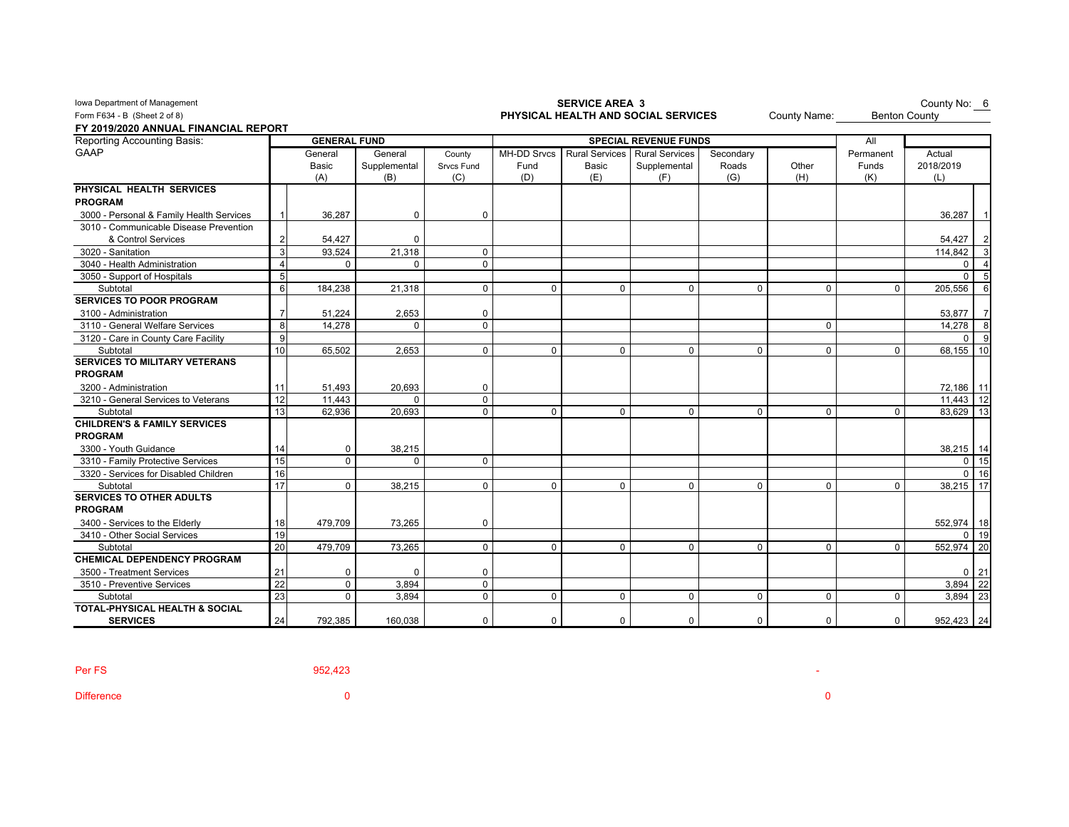Iowa Department of Management
Form F634 - B (Sheet 2 of 8)

**SERVICE AREA 3**
**PHYSICAL HEALTH AND SOCIAL SERVICES**

County No: 6
County Name: Benton County

**FY 2019/2020 ANNUAL FINANCIAL REPORT**

| Reporting Accounting Basis: GAAP | | GENERAL FUND | | | SPECIAL REVENUE FUNDS | | | | | All | | |
|---|---|---|---|---|---|---|---|---|---|---|---|---|
| | | General Basic (A) | General Supplemental (B) | County Srvcs Fund (C) | MH-DD Srvcs Fund (D) | Rural Services Basic (E) | Rural Services Supplemental (F) | Secondary Roads (G) | Other (H) | Permanent Funds (K) | Actual 2018/2019 (L) | |
| **PHYSICAL HEALTH SERVICES PROGRAM** | | | | | | | | | | | | |
| 3000 - Personal & Family Health Services | 1 | 36,287 | 0 | 0 | | | | | | | 36,287 | 1 |
| 3010 - Communicable Disease Prevention & Control Services | 2 | 54,427 | 0 | | | | | | | | 54,427 | 2 |
| 3020 - Sanitation | 3 | 93,524 | 21,318 | 0 | | | | | | | 114,842 | 3 |
| 3040 - Health Administration | 4 | 0 | 0 | 0 | | | | | | | 0 | 4 |
| 3050 - Support of Hospitals | 5 | | | | | | | | | | 0 | 5 |
| Subtotal | 6 | 184,238 | 21,318 | 0 | 0 | 0 | 0 | 0 | 0 | 0 | 205,556 | 6 |
| **SERVICES TO POOR PROGRAM** | | | | | | | | | | | | |
| 3100 - Administration | 7 | 51,224 | 2,653 | 0 | | | | | | | 53,877 | 7 |
| 3110 - General Welfare Services | 8 | 14,278 | 0 | 0 | | | | | 0 | | 14,278 | 8 |
| 3120 - Care in County Care Facility | 9 | | | | | | | | | | 0 | 9 |
| Subtotal | 10 | 65,502 | 2,653 | 0 | 0 | 0 | 0 | 0 | 0 | 0 | 68,155 | 10 |
| **SERVICES TO MILITARY VETERANS PROGRAM** | | | | | | | | | | | | |
| 3200 - Administration | 11 | 51,493 | 20,693 | 0 | | | | | | | 72,186 | 11 |
| 3210 - General Services to Veterans | 12 | 11,443 | 0 | 0 | | | | | | | 11,443 | 12 |
| Subtotal | 13 | 62,936 | 20,693 | 0 | 0 | 0 | 0 | 0 | 0 | 0 | 83,629 | 13 |
| **CHILDREN'S & FAMILY SERVICES PROGRAM** | | | | | | | | | | | | |
| 3300 - Youth Guidance | 14 | 0 | 38,215 | | | | | | | | 38,215 | 14 |
| 3310 - Family Protective Services | 15 | 0 | 0 | 0 | | | | | | | 0 | 15 |
| 3320 - Services for Disabled Children | 16 | | | | | | | | | | 0 | 16 |
| Subtotal | 17 | 0 | 38,215 | 0 | 0 | 0 | 0 | 0 | 0 | 0 | 38,215 | 17 |
| **SERVICES TO OTHER ADULTS PROGRAM** | | | | | | | | | | | | |
| 3400 - Services to the Elderly | 18 | 479,709 | 73,265 | 0 | | | | | | | 552,974 | 18 |
| 3410 - Other Social Services | 19 | | | | | | | | | | 0 | 19 |
| Subtotal | 20 | 479,709 | 73,265 | 0 | 0 | 0 | 0 | 0 | 0 | 0 | 552,974 | 20 |
| **CHEMICAL DEPENDENCY PROGRAM** | | | | | | | | | | | | |
| 3500 - Treatment Services | 21 | 0 | 0 | 0 | | | | | | | 0 | 21 |
| 3510 - Preventive Services | 22 | 0 | 3,894 | 0 | | | | | | | 3,894 | 22 |
| Subtotal | 23 | 0 | 3,894 | 0 | 0 | 0 | 0 | 0 | 0 | 0 | 3,894 | 23 |
| **TOTAL-PHYSICAL HEALTH & SOCIAL SERVICES** | 24 | 792,385 | 160,038 | 0 | 0 | 0 | 0 | 0 | 0 | 0 | 952,423 | 24 |

Per FS 952,423 -

Difference 0 0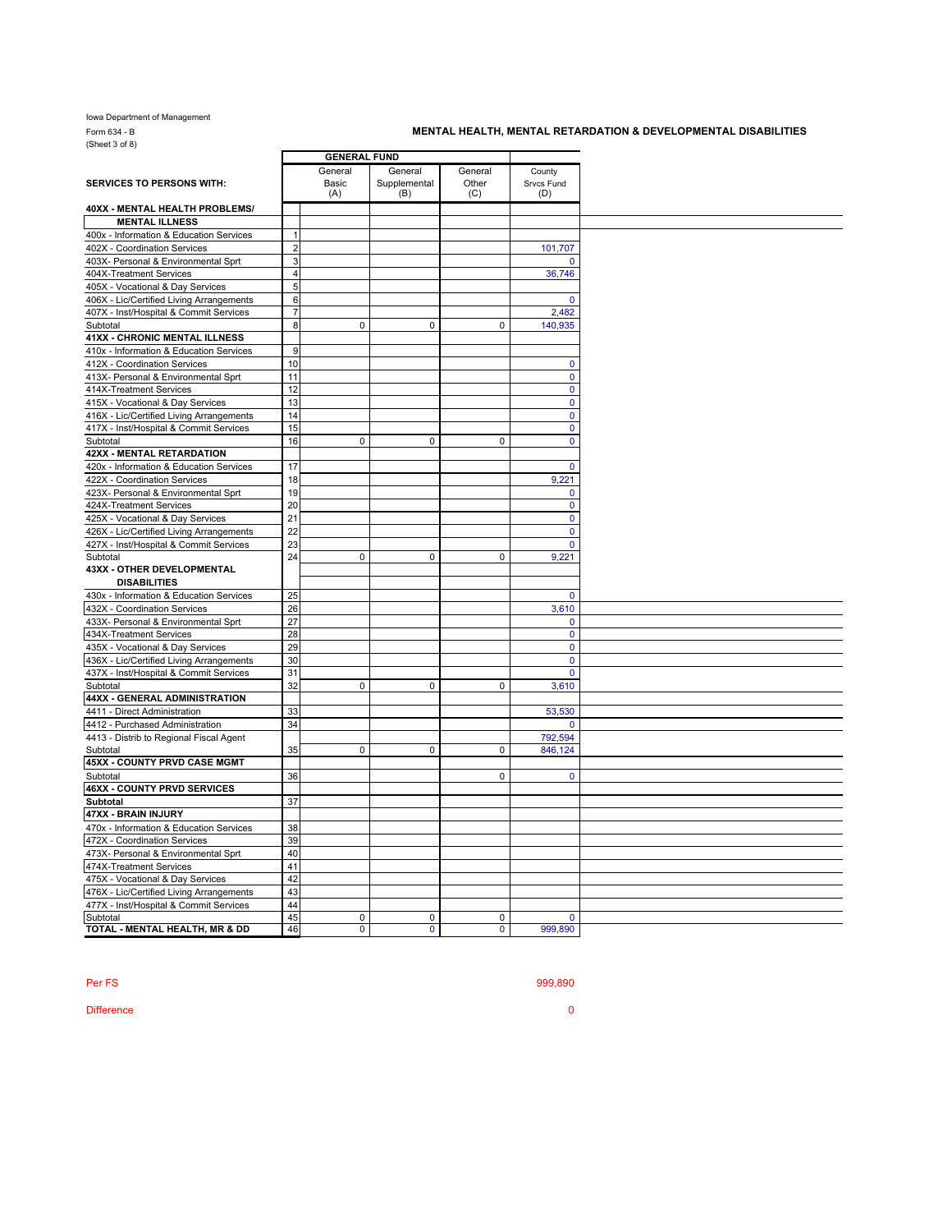Iowa Department of Management
Form 634 - B
(Sheet 3 of 8)

## MENTAL HEALTH, MENTAL RETARDATION & DEVELOPMENTAL DISABILITIES

| SERVICES TO PERSONS WITH: | | GENERAL FUND | | | |
|---|---|---|---|---|---|
| | | General Basic (A) | General Supplemental (B) | General Other (C) | County Srvcs Fund (D) |
| **40XX - MENTAL HEALTH PROBLEMS/ MENTAL ILLNESS** | | | | | |
| 400x - Information & Education Services | 1 | | | | |
| 402X - Coordination Services | 2 | | | | 101,707 |
| 403X- Personal & Environmental Sprt | 3 | | | | 0 |
| 404X-Treatment Services | 4 | | | | 36,746 |
| 405X - Vocational & Day Services | 5 | | | | |
| 406X - Lic/Certified Living Arrangements | 6 | | | | 0 |
| 407X - Inst/Hospital & Commit Services | 7 | | | | 2,482 |
| Subtotal | 8 | 0 | 0 | 0 | 140,935 |
| **41XX - CHRONIC MENTAL ILLNESS** | | | | | |
| 410x - Information & Education Services | 9 | | | | |
| 412X - Coordination Services | 10 | | | | 0 |
| 413X- Personal & Environmental Sprt | 11 | | | | 0 |
| 414X-Treatment Services | 12 | | | | 0 |
| 415X - Vocational & Day Services | 13 | | | | 0 |
| 416X - Lic/Certified Living Arrangements | 14 | | | | 0 |
| 417X - Inst/Hospital & Commit Services | 15 | | | | 0 |
| Subtotal | 16 | 0 | 0 | 0 | 0 |
| **42XX - MENTAL RETARDATION** | | | | | |
| 420x - Information & Education Services | 17 | | | | 0 |
| 422X - Coordination Services | 18 | | | | 9,221 |
| 423X- Personal & Environmental Sprt | 19 | | | | 0 |
| 424X-Treatment Services | 20 | | | | 0 |
| 425X - Vocational & Day Services | 21 | | | | 0 |
| 426X - Lic/Certified Living Arrangements | 22 | | | | 0 |
| 427X - Inst/Hospital & Commit Services | 23 | | | | 0 |
| Subtotal | 24 | 0 | 0 | 0 | 9,221 |
| **43XX - OTHER DEVELOPMENTAL DISABILITIES** | | | | | |
| 430x - Information & Education Services | 25 | | | | 0 |
| 432X - Coordination Services | 26 | | | | 3,610 |
| 433X- Personal & Environmental Sprt | 27 | | | | 0 |
| 434X-Treatment Services | 28 | | | | 0 |
| 435X - Vocational & Day Services | 29 | | | | 0 |
| 436X - Lic/Certified Living Arrangements | 30 | | | | 0 |
| 437X - Inst/Hospital & Commit Services | 31 | | | | 0 |
| Subtotal | 32 | 0 | 0 | 0 | 3,610 |
| **44XX - GENERAL ADMINISTRATION** | | | | | |
| 4411 - Direct Administration | 33 | | | | 53,530 |
| 4412 - Purchased Administration | 34 | | | | 0 |
| 4413 - Distrib to Regional Fiscal Agent | | | | | 792,594 |
| Subtotal | 35 | 0 | 0 | 0 | 846,124 |
| **45XX - COUNTY PRVD CASE MGMT** | | | | | |
| Subtotal | 36 | | | 0 | 0 |
| **46XX - COUNTY PRVD SERVICES** | | | | | |
| **Subtotal** | 37 | | | | |
| **47XX - BRAIN INJURY** | | | | | |
| 470x - Information & Education Services | 38 | | | | |
| 472X - Coordination Services | 39 | | | | |
| 473X- Personal & Environmental Sprt | 40 | | | | |
| 474X-Treatment Services | 41 | | | | |
| 475X - Vocational & Day Services | 42 | | | | |
| 476X - Lic/Certified Living Arrangements | 43 | | | | |
| 477X - Inst/Hospital & Commit Services | 44 | | | | |
| Subtotal | 45 | 0 | 0 | 0 | 0 |
| **TOTAL - MENTAL HEALTH, MR & DD** | 46 | 0 | 0 | 0 | 999,890 |

Per FS 999,890

Difference 0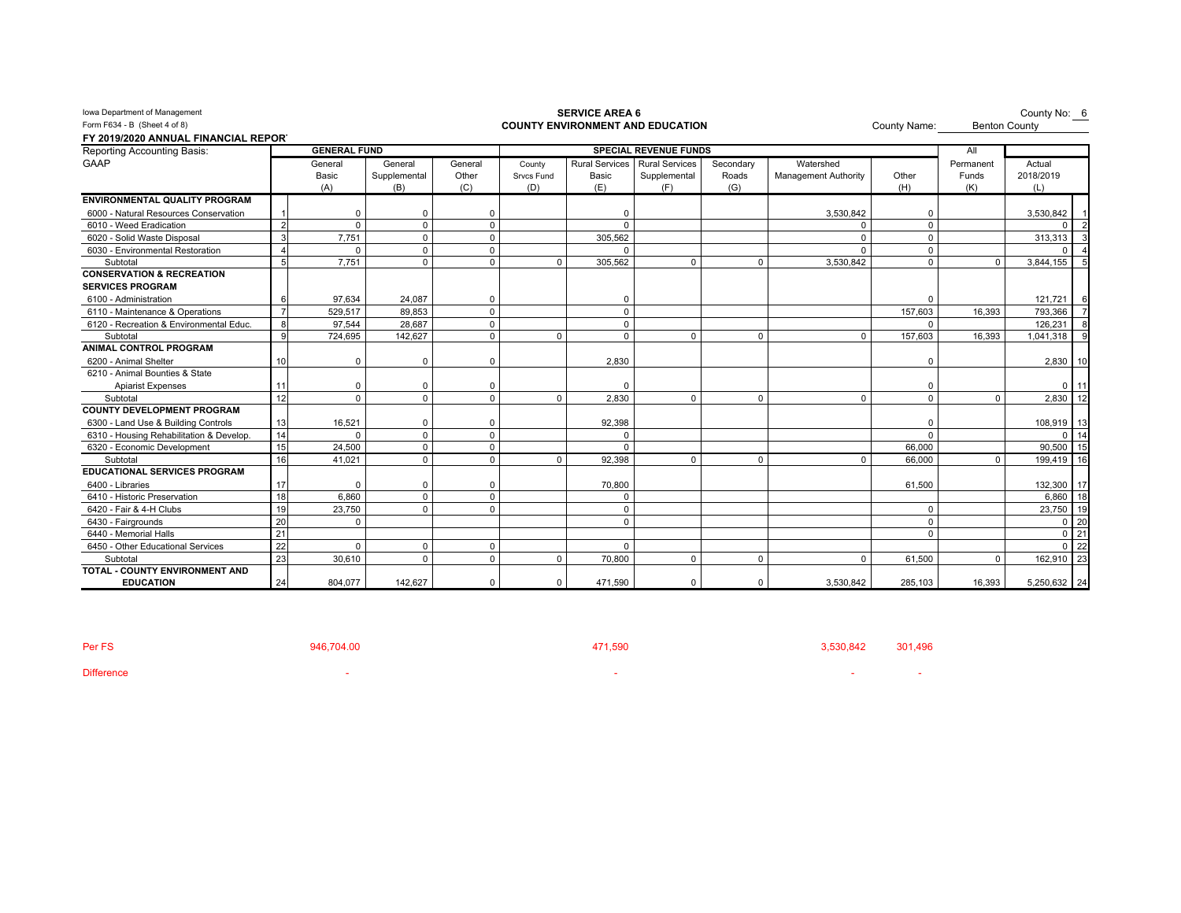Iowa Department of Management
Form F634 - B (Sheet 4 of 8)

**SERVICE AREA 6**
**COUNTY ENVIRONMENT AND EDUCATION**

County No: 6
County Name: Benton County

**FY 2019/2020 ANNUAL FINANCIAL REPORT**

| Reporting Accounting Basis: GAAP | | GENERAL FUND | | | SPECIAL REVENUE FUNDS | | | | | | All | | |
|---|---|---|---|---|---|---|---|---|---|---|---|---|---|
| | | General Basic (A) | General Supplemental (B) | General Other (C) | County Srvcs Fund (D) | Rural Services Basic (E) | Rural Services Supplemental (F) | Secondary Roads (G) | Watershed Management Authority | Other (H) | Permanent Funds (K) | Actual 2018/2019 (L) | |
| **ENVIRONMENTAL QUALITY PROGRAM** | | | | | | | | | | | | | |
| 6000 - Natural Resources Conservation | 1 | 0 | 0 | 0 | | 0 | | | 3,530,842 | 0 | | 3,530,842 | 1 |
| 6010 - Weed Eradication | 2 | 0 | 0 | 0 | | 0 | | | 0 | 0 | | 0 | 2 |
| 6020 - Solid Waste Disposal | 3 | 7,751 | 0 | 0 | | 305,562 | | | 0 | 0 | | 313,313 | 3 |
| 6030 - Environmental Restoration | 4 | 0 | 0 | 0 | | 0 | | | 0 | 0 | | 0 | 4 |
| Subtotal | 5 | 7,751 | 0 | 0 | 0 | 305,562 | 0 | 0 | 3,530,842 | 0 | 0 | 3,844,155 | 5 |
| **CONSERVATION & RECREATION SERVICES PROGRAM** | | | | | | | | | | | | | |
| 6100 - Administration | 6 | 97,634 | 24,087 | 0 | | 0 | | | | 0 | | 121,721 | 6 |
| 6110 - Maintenance & Operations | 7 | 529,517 | 89,853 | 0 | | 0 | | | | 157,603 | 16,393 | 793,366 | 7 |
| 6120 - Recreation & Environmental Educ. | 8 | 97,544 | 28,687 | 0 | | 0 | | | | 0 | | 126,231 | 8 |
| Subtotal | 9 | 724,695 | 142,627 | 0 | 0 | 0 | 0 | 0 | 0 | 157,603 | 16,393 | 1,041,318 | 9 |
| **ANIMAL CONTROL PROGRAM** | | | | | | | | | | | | | |
| 6200 - Animal Shelter | 10 | 0 | 0 | 0 | | 2,830 | | | | 0 | | 2,830 | 10 |
| 6210 - Animal Bounties & State Apiarist Expenses | 11 | 0 | 0 | 0 | | 0 | | | | 0 | | 0 | 11 |
| Subtotal | 12 | 0 | 0 | 0 | 0 | 2,830 | 0 | 0 | 0 | 0 | 0 | 2,830 | 12 |
| **COUNTY DEVELOPMENT PROGRAM** | | | | | | | | | | | | | |
| 6300 - Land Use & Building Controls | 13 | 16,521 | 0 | 0 | | 92,398 | | | | 0 | | 108,919 | 13 |
| 6310 - Housing Rehabilitation & Develop. | 14 | 0 | 0 | 0 | | 0 | | | | 0 | | 0 | 14 |
| 6320 - Economic Development | 15 | 24,500 | 0 | 0 | | 0 | | | | 66,000 | | 90,500 | 15 |
| Subtotal | 16 | 41,021 | 0 | 0 | 0 | 92,398 | 0 | 0 | 0 | 66,000 | 0 | 199,419 | 16 |
| **EDUCATIONAL SERVICES PROGRAM** | | | | | | | | | | | | | |
| 6400 - Libraries | 17 | 0 | 0 | 0 | | 70,800 | | | | 61,500 | | 132,300 | 17 |
| 6410 - Historic Preservation | 18 | 6,860 | 0 | 0 | | 0 | | | | | | 6,860 | 18 |
| 6420 - Fair & 4-H Clubs | 19 | 23,750 | 0 | 0 | | 0 | | | | 0 | | 23,750 | 19 |
| 6430 - Fairgrounds | 20 | 0 | | | | 0 | | | | 0 | | 0 | 20 |
| 6440 - Memorial Halls | 21 | | | | | | | | | 0 | | 0 | 21 |
| 6450 - Other Educational Services | 22 | 0 | 0 | 0 | | 0 | | | | | | 0 | 22 |
| Subtotal | 23 | 30,610 | 0 | 0 | 0 | 70,800 | 0 | 0 | 0 | 61,500 | 0 | 162,910 | 23 |
| **TOTAL - COUNTY ENVIRONMENT AND EDUCATION** | 24 | 804,077 | 142,627 | 0 | 0 | 471,590 | 0 | 0 | 3,530,842 | 285,103 | 16,393 | 5,250,632 | 24 |

| | General Basic | Rural Services Basic | Watershed Management Authority | Other |
|---|---|---|---|---|
| Per FS | 946,704.00 | 471,590 | 3,530,842 | 301,496 |
| Difference | - | - | - | - |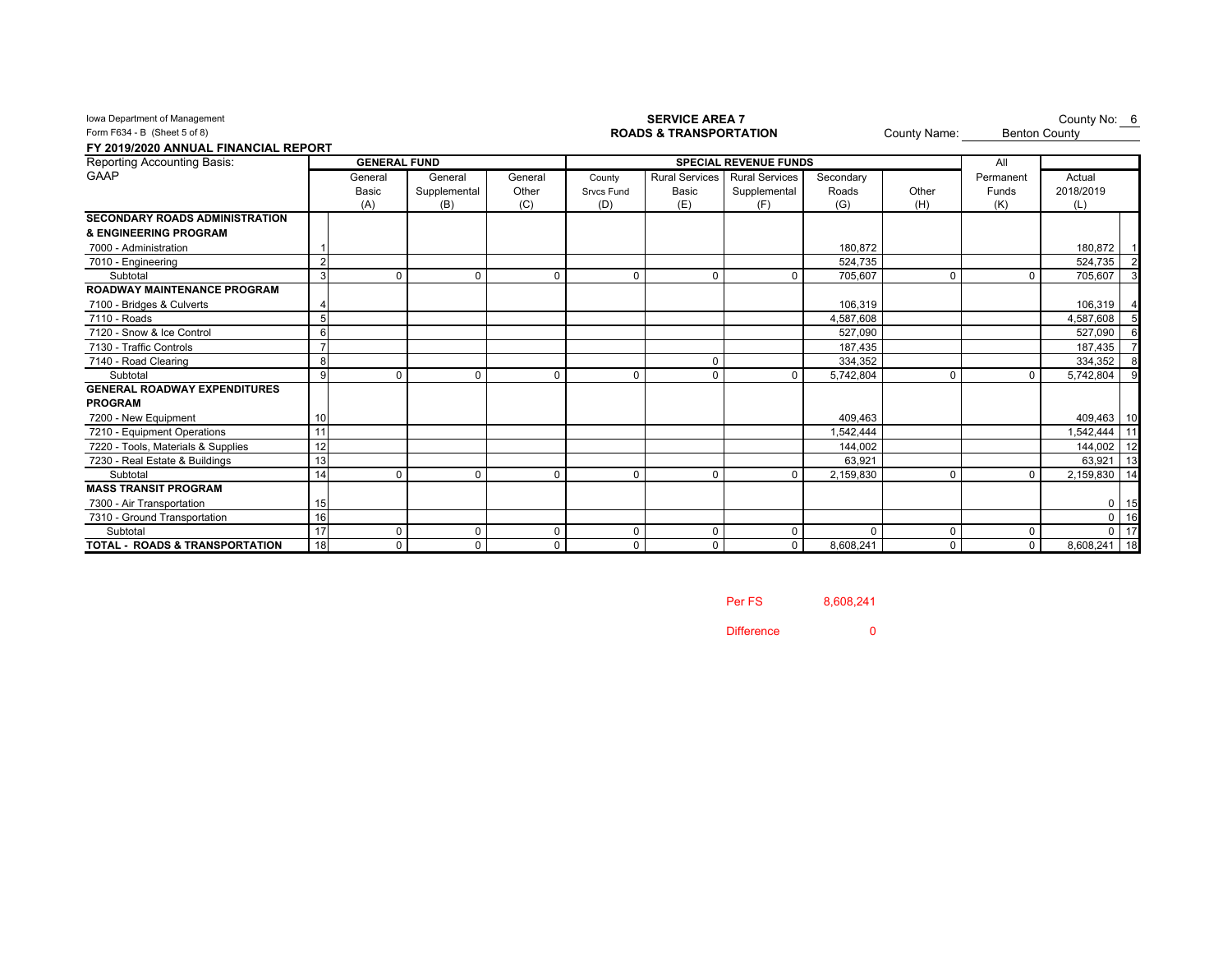Iowa Department of Management
Form F634 - B (Sheet 5 of 8)

**SERVICE AREA 7**
**ROADS & TRANSPORTATION**

County No: 6
County Name: Benton County

**FY 2019/2020 ANNUAL FINANCIAL REPORT**

| Reporting Accounting Basis: GAAP | | GENERAL FUND | | | SPECIAL REVENUE FUNDS | | | | | All | | |
|---|---|---|---|---|---|---|---|---|---|---|---|---|
| | | General Basic (A) | General Supplemental (B) | General Other (C) | County Srvcs Fund (D) | Rural Services Basic (E) | Rural Services Supplemental (F) | Secondary Roads (G) | Other (H) | Permanent Funds (K) | Actual 2018/2019 (L) | |
| **SECONDARY ROADS ADMINISTRATION & ENGINEERING PROGRAM** | | | | | | | | | | | | |
| 7000 - Administration | 1 | | | | | | | 180,872 | | | 180,872 | 1 |
| 7010 - Engineering | 2 | | | | | | | 524,735 | | | 524,735 | 2 |
| Subtotal | 3 | 0 | 0 | 0 | 0 | 0 | 0 | 705,607 | 0 | 0 | 705,607 | 3 |
| **ROADWAY MAINTENANCE PROGRAM** | | | | | | | | | | | | |
| 7100 - Bridges & Culverts | 4 | | | | | | | 106,319 | | | 106,319 | 4 |
| 7110 - Roads | 5 | | | | | | | 4,587,608 | | | 4,587,608 | 5 |
| 7120 - Snow & Ice Control | 6 | | | | | | | 527,090 | | | 527,090 | 6 |
| 7130 - Traffic Controls | 7 | | | | | | | 187,435 | | | 187,435 | 7 |
| 7140 - Road Clearing | 8 | | | | | 0 | | 334,352 | | | 334,352 | 8 |
| Subtotal | 9 | 0 | 0 | 0 | 0 | 0 | 0 | 5,742,804 | 0 | 0 | 5,742,804 | 9 |
| **GENERAL ROADWAY EXPENDITURES PROGRAM** | | | | | | | | | | | | |
| 7200 - New Equipment | 10 | | | | | | | 409,463 | | | 409,463 | 10 |
| 7210 - Equipment Operations | 11 | | | | | | | 1,542,444 | | | 1,542,444 | 11 |
| 7220 - Tools, Materials & Supplies | 12 | | | | | | | 144,002 | | | 144,002 | 12 |
| 7230 - Real Estate & Buildings | 13 | | | | | | | 63,921 | | | 63,921 | 13 |
| Subtotal | 14 | 0 | 0 | 0 | 0 | 0 | 0 | 2,159,830 | 0 | 0 | 2,159,830 | 14 |
| **MASS TRANSIT PROGRAM** | | | | | | | | | | | | |
| 7300 - Air Transportation | 15 | | | | | | | | | | 0 | 15 |
| 7310 - Ground Transportation | 16 | | | | | | | | | | 0 | 16 |
| Subtotal | 17 | 0 | 0 | 0 | 0 | 0 | 0 | 0 | 0 | 0 | 0 | 17 |
| **TOTAL - ROADS & TRANSPORTATION** | 18 | 0 | 0 | 0 | 0 | 0 | 0 | 8,608,241 | 0 | 0 | 8,608,241 | 18 |

Per FS 8,608,241

Difference 0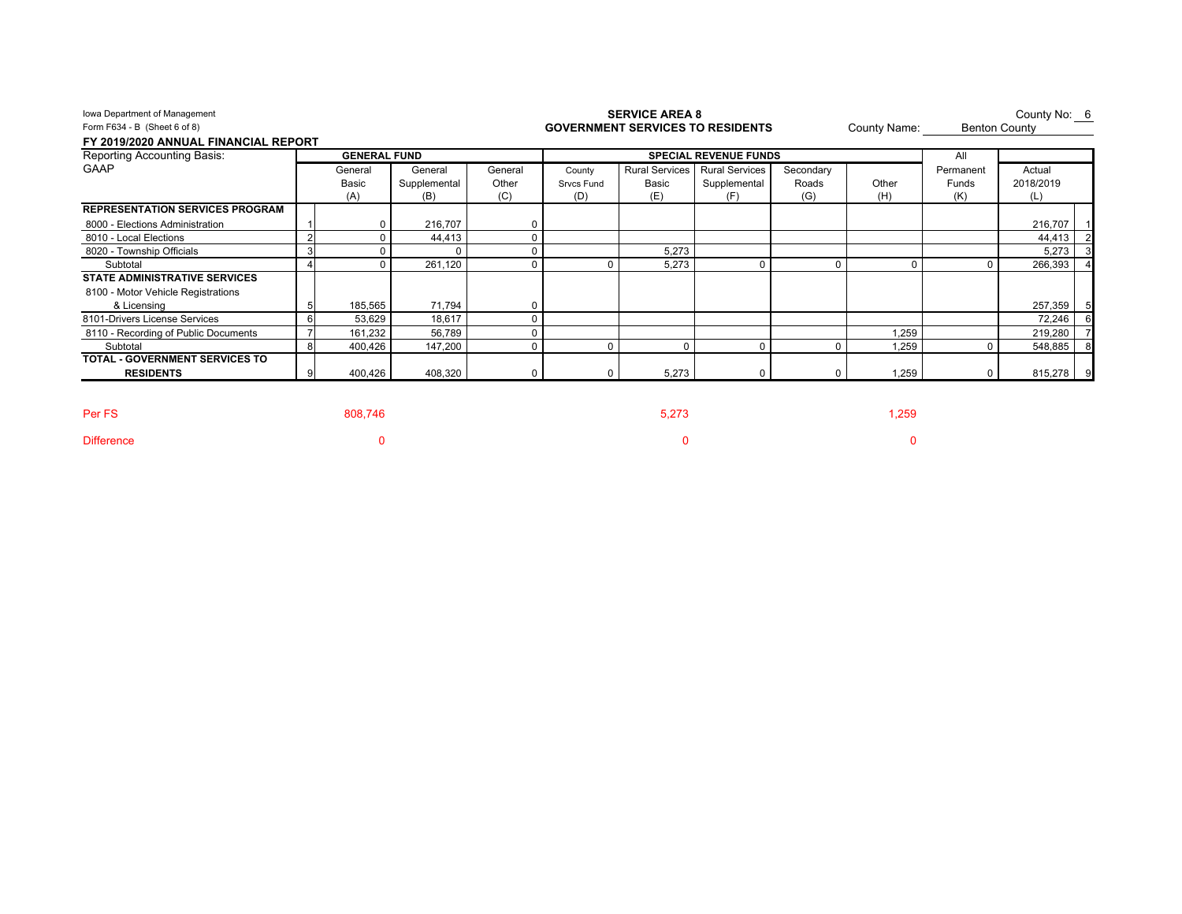Iowa Department of Management
Form F634 - B (Sheet 6 of 8)

**FY 2019/2020 ANNUAL FINANCIAL REPORT**

## SERVICE AREA 8
## GOVERNMENT SERVICES TO RESIDENTS

County No: 6
County Name: Benton County

| Reporting Accounting Basis: GAAP | | GENERAL FUND | | | SPECIAL REVENUE FUNDS | | | | | All | | |
|---|---|---|---|---|---|---|---|---|---|---|---|---|
| | | General Basic (A) | General Supplemental (B) | General Other (C) | County Srvcs Fund (D) | Rural Services Basic (E) | Rural Services Supplemental (F) | Secondary Roads (G) | Other (H) | Permanent Funds (K) | Actual 2018/2019 (L) | |
| **REPRESENTATION SERVICES PROGRAM** | | | | | | | | | | | | |
| 8000 - Elections Administration | 1 | 0 | 216,707 | 0 | | | | | | | 216,707 | 1 |
| 8010 - Local Elections | 2 | 0 | 44,413 | 0 | | | | | | | 44,413 | 2 |
| 8020 - Township Officials | 3 | 0 | 0 | 0 | | 5,273 | | | | | 5,273 | 3 |
| Subtotal | 4 | 0 | 261,120 | 0 | 0 | 5,273 | 0 | 0 | 0 | 0 | 266,393 | 4 |
| **STATE ADMINISTRATIVE SERVICES** | | | | | | | | | | | | |
| 8100 - Motor Vehicle Registrations & Licensing | 5 | 185,565 | 71,794 | 0 | | | | | | | 257,359 | 5 |
| 8101-Drivers License Services | 6 | 53,629 | 18,617 | 0 | | | | | | | 72,246 | 6 |
| 8110 - Recording of Public Documents | 7 | 161,232 | 56,789 | 0 | | | | | 1,259 | | 219,280 | 7 |
| Subtotal | 8 | 400,426 | 147,200 | 0 | 0 | 0 | 0 | 0 | 1,259 | 0 | 548,885 | 8 |
| **TOTAL - GOVERNMENT SERVICES TO RESIDENTS** | 9 | 400,426 | 408,320 | 0 | 0 | 5,273 | 0 | 0 | 1,259 | 0 | 815,278 | 9 |

| | General Basic (A) | Rural Services Basic (E) | Other (H) |
|---|---|---|---|
| Per FS | 808,746 | 5,273 | 1,259 |
| Difference | 0 | 0 | 0 |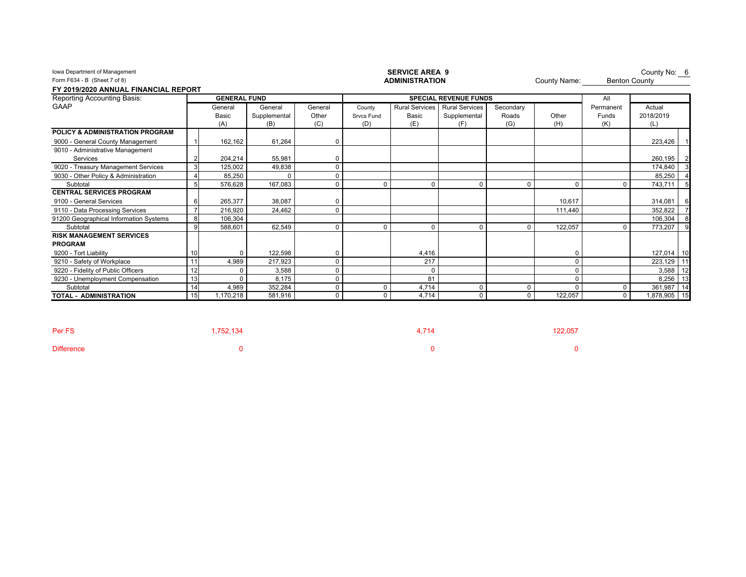Iowa Department of Management
Form F634 - B (Sheet 7 of 8)

**SERVICE AREA 9**
**ADMINISTRATION**

County No: 6
County Name: Benton County

**FY 2019/2020 ANNUAL FINANCIAL REPORT**

| Reporting Accounting Basis: GAAP | | GENERAL FUND | | | SPECIAL REVENUE FUNDS | | | | | All | |
|---|---|---|---|---|---|---|---|---|---|---|---|
| | | General Basic (A) | General Supplemental (B) | General Other (C) | County Srvcs Fund (D) | Rural Services Basic (E) | Rural Services Supplemental (F) | Secondary Roads (G) | Other (H) | Permanent Funds (K) | Actual 2018/2019 (L) |
| **POLICY & ADMINISTRATION PROGRAM** | | | | | | | | | | | |
| 9000 - General County Management | 1 | 162,162 | 61,264 | 0 | | | | | | | 223,426 |
| 9010 - Administrative Management Services | 2 | 204,214 | 55,981 | 0 | | | | | | | 260,195 |
| 9020 - Treasury Management Services | 3 | 125,002 | 49,838 | 0 | | | | | | | 174,840 |
| 9030 - Other Policy & Administration | 4 | 85,250 | 0 | 0 | | | | | | | 85,250 |
| Subtotal | 5 | 576,628 | 167,083 | 0 | 0 | 0 | 0 | 0 | 0 | 0 | 743,711 |
| **CENTRAL SERVICES PROGRAM** | | | | | | | | | | | |
| 9100 - General Services | 6 | 265,377 | 38,087 | 0 | | | | | 10,617 | | 314,081 |
| 9110 - Data Processing Services | 7 | 216,920 | 24,462 | 0 | | | | | 111,440 | | 352,822 |
| 91200 Geographical Information Systems | 8 | 106,304 | | | | | | | | | 106,304 |
| Subtotal | 9 | 588,601 | 62,549 | 0 | 0 | 0 | 0 | 0 | 122,057 | 0 | 773,207 |
| **RISK MANAGEMENT SERVICES PROGRAM** | | | | | | | | | | | |
| 9200 - Tort Liability | 10 | 0 | 122,598 | 0 | | 4,416 | | | 0 | | 127,014 |
| 9210 - Safety of Workplace | 11 | 4,989 | 217,923 | 0 | | 217 | | | 0 | | 223,129 |
| 9220 - Fidelity of Public Officers | 12 | 0 | 3,588 | 0 | | 0 | | | 0 | | 3,588 |
| 9230 - Unemployment Compensation | 13 | 0 | 8,175 | 0 | | 81 | | | 0 | | 8,256 |
| Subtotal | 14 | 4,989 | 352,284 | 0 | 0 | 4,714 | 0 | 0 | 0 | 0 | 361,987 |
| **TOTAL - ADMINISTRATION** | 15 | 1,170,218 | 581,916 | 0 | 0 | 4,714 | 0 | 0 | 122,057 | 0 | 1,878,905 |

| | General Basic (A) | Rural Services Basic (E) | Other (H) |
|---|---|---|---|
| Per FS | 1,752,134 | 4,714 | 122,057 |
| Difference | 0 | 0 | 0 |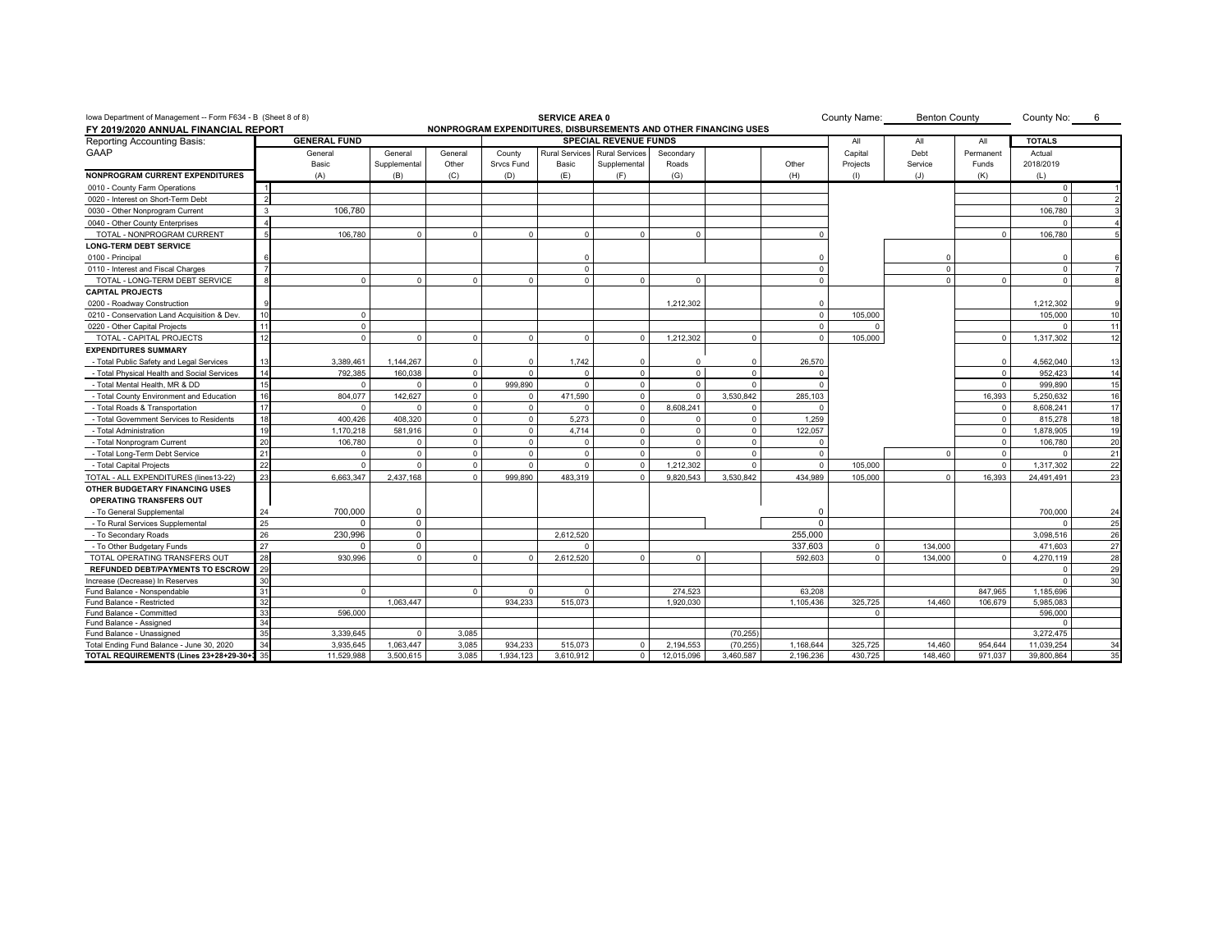Iowa Department of Management -- Form F634 - B (Sheet 8 of 8)

**SERVICE AREA 0**

**NONPROGRAM EXPENDITURES, DISBURSEMENTS AND OTHER FINANCING USES**

**FY 2019/2020 ANNUAL FINANCIAL REPORT**

County Name: Benton County  County No: 6

| Reporting Accounting Basis: GAAP | | GENERAL FUND | | | SPECIAL REVENUE FUNDS | | | | | | All | All | All | TOTALS | |
|---|---|---|---|---|---|---|---|---|---|---|---|---|---|---|---|
| | | General Basic | General Supplemental | General Other | County Srvcs Fund | Rural Services Basic | Rural Services Supplemental | Secondary Roads | | Other | Capital Projects | Debt Service | Permanent Funds | Actual 2018/2019 | |
| **NONPROGRAM CURRENT EXPENDITURES** | | (A) | (B) | (C) | (D) | (E) | (F) | (G) | | (H) | (I) | (J) | (K) | (L) | |
| 0010 - County Farm Operations | 1 | | | | | | | | | | | | | 0 | 1 |
| 0020 - Interest on Short-Term Debt | 2 | | | | | | | | | | | | | 0 | 2 |
| 0030 - Other Nonprogram Current | 3 | 106,780 | | | | | | | | | | | | 106,780 | 3 |
| 0040 - Other County Enterprises | 4 | | | | | | | | | | | | | 0 | 4 |
| TOTAL - NONPROGRAM CURRENT | 5 | 106,780 | 0 | 0 | 0 | 0 | 0 | 0 | | 0 | | | 0 | 106,780 | 5 |
| **LONG-TERM DEBT SERVICE** | | | | | | | | | | | | | | | |
| 0100 - Principal | 6 | | | | | 0 | | | | 0 | | 0 | | 0 | 6 |
| 0110 - Interest and Fiscal Charges | 7 | | | | | 0 | | | | 0 | | 0 | | 0 | 7 |
| TOTAL - LONG-TERM DEBT SERVICE | 8 | 0 | 0 | 0 | 0 | 0 | 0 | 0 | | 0 | | 0 | 0 | 0 | 8 |
| **CAPITAL PROJECTS** | | | | | | | | | | | | | | | |
| 0200 - Roadway Construction | 9 | | | | | | | 1,212,302 | | 0 | | | | 1,212,302 | 9 |
| 0210 - Conservation Land Acquisition & Dev. | 10 | 0 | | | | | | | | 0 | 105,000 | | | 105,000 | 10 |
| 0220 - Other Capital Projects | 11 | 0 | | | | | | | | 0 | 0 | | | 0 | 11 |
| TOTAL - CAPITAL PROJECTS | 12 | 0 | 0 | 0 | 0 | 0 | 0 | 1,212,302 | 0 | 0 | 105,000 | | 0 | 1,317,302 | 12 |
| **EXPENDITURES SUMMARY** | | | | | | | | | | | | | | | |
| - Total Public Safety and Legal Services | 13 | 3,389,461 | 1,144,267 | 0 | 0 | 1,742 | 0 | 0 | 0 | 26,570 | | | 0 | 4,562,040 | 13 |
| - Total Physical Health and Social Services | 14 | 792,385 | 160,038 | 0 | 0 | 0 | 0 | 0 | 0 | 0 | | | 0 | 952,423 | 14 |
| - Total Mental Health, MR & DD | 15 | 0 | 0 | 0 | 999,890 | 0 | 0 | 0 | 0 | 0 | | | 0 | 999,890 | 15 |
| - Total County Environment and Education | 16 | 804,077 | 142,627 | 0 | 0 | 471,590 | 0 | 0 | 3,530,842 | 285,103 | | | 16,393 | 5,250,632 | 16 |
| - Total Roads & Transportation | 17 | 0 | 0 | 0 | 0 | 0 | 0 | 8,608,241 | 0 | 0 | | | 0 | 8,608,241 | 17 |
| - Total Government Services to Residents | 18 | 400,426 | 408,320 | 0 | 0 | 5,273 | 0 | 0 | 0 | 1,259 | | | 0 | 815,278 | 18 |
| - Total Administration | 19 | 1,170,218 | 581,916 | 0 | 0 | 4,714 | 0 | 0 | 0 | 122,057 | | | 0 | 1,878,905 | 19 |
| - Total Nonprogram Current | 20 | 106,780 | 0 | 0 | 0 | 0 | 0 | 0 | 0 | 0 | | | 0 | 106,780 | 20 |
| - Total Long-Term Debt Service | 21 | 0 | 0 | 0 | 0 | 0 | 0 | 0 | 0 | 0 | | 0 | 0 | 0 | 21 |
| - Total Capital Projects | 22 | 0 | 0 | 0 | 0 | 0 | 0 | 1,212,302 | 0 | 0 | 105,000 | | 0 | 1,317,302 | 22 |
| TOTAL - ALL EXPENDITURES (lines13-22) | 23 | 6,663,347 | 2,437,168 | 0 | 999,890 | 483,319 | 0 | 9,820,543 | 3,530,842 | 434,989 | 105,000 | 0 | 16,393 | 24,491,491 | 23 |
| **OTHER BUDGETARY FINANCING USES** | | | | | | | | | | | | | | | |
| **OPERATING TRANSFERS OUT** | | | | | | | | | | | | | | | |
| - To General Supplemental | 24 | 700,000 | 0 | | | | | | | 0 | | | | 700,000 | 24 |
| - To Rural Services Supplemental | 25 | 0 | 0 | | | | | | | 0 | | | | 0 | 25 |
| - To Secondary Roads | 26 | 230,996 | 0 | | | 2,612,520 | | | | 255,000 | | | | 3,098,516 | 26 |
| - To Other Budgetary Funds | 27 | 0 | 0 | | | 0 | | | | 337,603 | 0 | 134,000 | | 471,603 | 27 |
| TOTAL OPERATING TRANSFERS OUT | 28 | 930,996 | 0 | 0 | 0 | 2,612,520 | 0 | 0 | | 592,603 | 0 | 134,000 | 0 | 4,270,119 | 28 |
| **REFUNDED DEBT/PAYMENTS TO ESCROW** | 29 | | | | | | | | | | | | | 0 | 29 |
| Increase (Decrease) In Reserves | 30 | | | | | | | | | | | | | 0 | 30 |
| Fund Balance - Nonspendable | 31 | 0 | | 0 | 0 | 0 | | 274,523 | | 63,208 | | | 847,965 | 1,185,696 | |
| Fund Balance - Restricted | 32 | | 1,063,447 | | 934,233 | 515,073 | | 1,920,030 | | 1,105,436 | 325,725 | 14,460 | 106,679 | 5,985,083 | |
| Fund Balance - Committed | 33 | 596,000 | | | | | | | | | 0 | | | 596,000 | |
| Fund Balance - Assigned | 34 | | | | | | | | | | | | | 0 | |
| Fund Balance - Unassigned | 35 | 3,339,645 | 0 | 3,085 | | | | | (70,255) | | | | | 3,272,475 | |
| Total Ending Fund Balance - June 30, 2020 | 34 | 3,935,645 | 1,063,447 | 3,085 | 934,233 | 515,073 | 0 | 2,194,553 | (70,255) | 1,168,644 | 325,725 | 14,460 | 954,644 | 11,039,254 | 34 |
| **TOTAL REQUIREMENTS (Lines 23+28+29+30+** | 35 | 11,529,988 | 3,500,615 | 3,085 | 1,934,123 | 3,610,912 | 0 | 12,015,096 | 3,460,587 | 2,196,236 | 430,725 | 148,460 | 971,037 | 39,800,864 | 35 |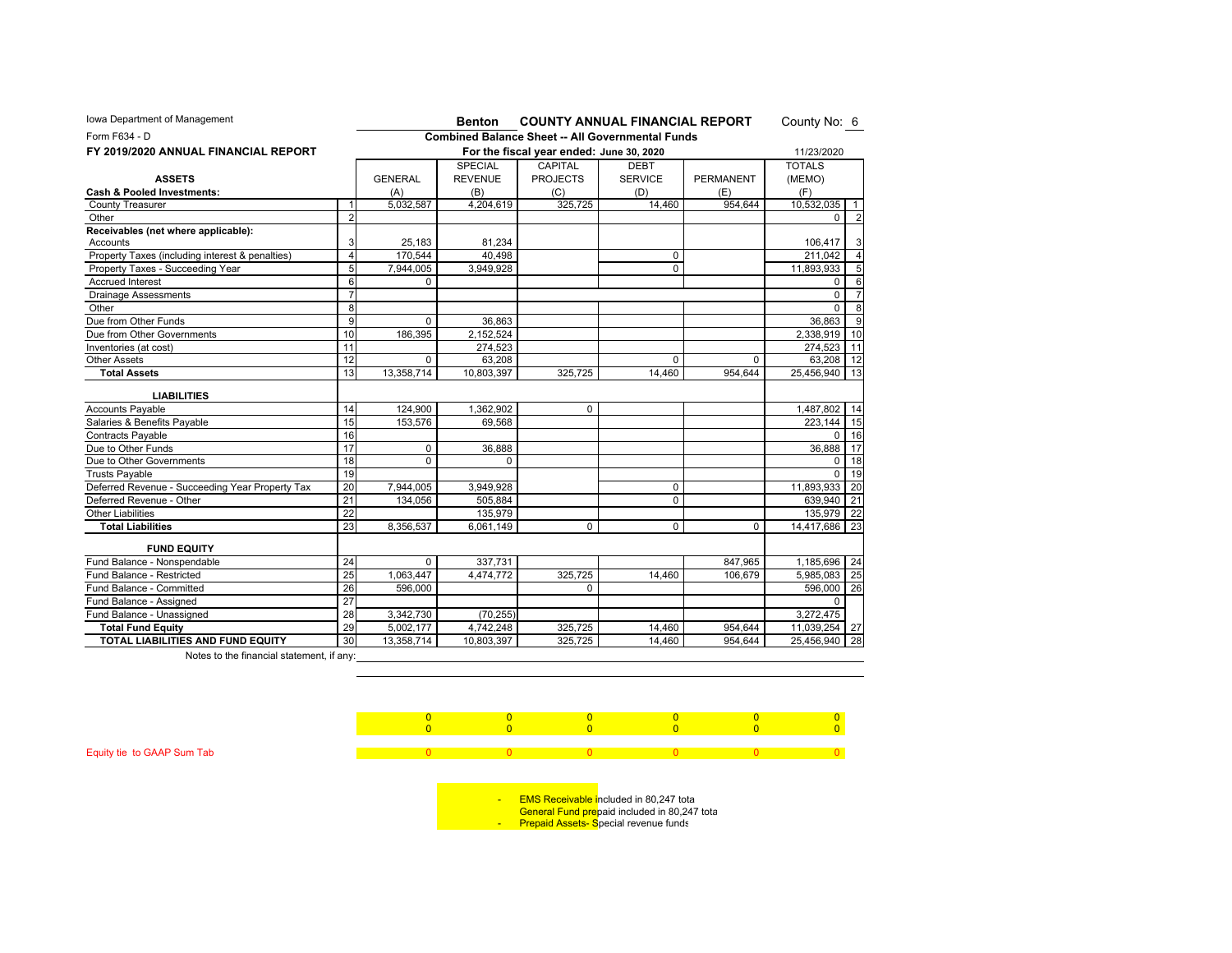Iowa Department of Management

Form F634 - D

**FY 2019/2020 ANNUAL FINANCIAL REPORT**

**Benton COUNTY ANNUAL FINANCIAL REPORT** County No: 6

**Combined Balance Sheet -- All Governmental Funds**

**For the fiscal year ended: June 30, 2020**

11/23/2020

| ASSETS | | GENERAL (A) | SPECIAL REVENUE (B) | CAPITAL PROJECTS (C) | DEBT SERVICE (D) | PERMANENT (E) | TOTALS (MEMO) (F) | |
|---|---|---|---|---|---|---|---|---|
| **Cash & Pooled Investments:** | | | | | | | | |
| County Treasurer | 1 | 5,032,587 | 4,204,619 | 325,725 | 14,460 | 954,644 | 10,532,035 | 1 |
| Other | 2 | | | | | | 0 | 2 |
| **Receivables (net where applicable):** | | | | | | | | |
| Accounts | 3 | 25,183 | 81,234 | | | | 106,417 | 3 |
| Property Taxes (including interest & penalties) | 4 | 170,544 | 40,498 | | 0 | | 211,042 | 4 |
| Property Taxes - Succeeding Year | 5 | 7,944,005 | 3,949,928 | | 0 | | 11,893,933 | 5 |
| Accrued Interest | 6 | 0 | | | | | 0 | 6 |
| Drainage Assessments | 7 | | | | | | 0 | 7 |
| Other | 8 | | | | | | 0 | 8 |
| Due from Other Funds | 9 | 0 | 36,863 | | | | 36,863 | 9 |
| Due from Other Governments | 10 | 186,395 | 2,152,524 | | | | 2,338,919 | 10 |
| Inventories (at cost) | 11 | | 274,523 | | | | 274,523 | 11 |
| Other Assets | 12 | 0 | 63,208 | | 0 | 0 | 63,208 | 12 |
| **Total Assets** | 13 | 13,358,714 | 10,803,397 | 325,725 | 14,460 | 954,644 | 25,456,940 | 13 |
| **LIABILITIES** | | | | | | | | |
| Accounts Payable | 14 | 124,900 | 1,362,902 | 0 | | | 1,487,802 | 14 |
| Salaries & Benefits Payable | 15 | 153,576 | 69,568 | | | | 223,144 | 15 |
| Contracts Payable | 16 | | | | | | 0 | 16 |
| Due to Other Funds | 17 | 0 | 36,888 | | | | 36,888 | 17 |
| Due to Other Governments | 18 | 0 | 0 | | | | 0 | 18 |
| Trusts Payable | 19 | | | | | | 0 | 19 |
| Deferred Revenue - Succeeding Year Property Tax | 20 | 7,944,005 | 3,949,928 | | 0 | | 11,893,933 | 20 |
| Deferred Revenue - Other | 21 | 134,056 | 505,884 | | 0 | | 639,940 | 21 |
| Other Liabilities | 22 | | 135,979 | | | | 135,979 | 22 |
| **Total Liabilities** | 23 | 8,356,537 | 6,061,149 | 0 | 0 | 0 | 14,417,686 | 23 |
| **FUND EQUITY** | | | | | | | | |
| Fund Balance - Nonspendable | 24 | 0 | 337,731 | | | 847,965 | 1,185,696 | 24 |
| Fund Balance - Restricted | 25 | 1,063,447 | 4,474,772 | 325,725 | 14,460 | 106,679 | 5,985,083 | 25 |
| Fund Balance - Committed | 26 | 596,000 | | 0 | | | 596,000 | 26 |
| Fund Balance - Assigned | 27 | | | | | | 0 | |
| Fund Balance - Unassigned | 28 | 3,342,730 | (70,255) | | | | 3,272,475 | |
| **Total Fund Equity** | 29 | 5,002,177 | 4,742,248 | 325,725 | 14,460 | 954,644 | 11,039,254 | 27 |
| **TOTAL LIABILITIES AND FUND EQUITY** | 30 | 13,358,714 | 10,803,397 | 325,725 | 14,460 | 954,644 | 25,456,940 | 28 |

Notes to the financial statement, if any:

| | | | | | | |
|---|---|---|---|---|---|---|
| | 0 | 0 | 0 | 0 | 0 | 0 |
| | 0 | 0 | 0 | 0 | 0 | 0 |
| Equity tie to GAAP Sum Tab | 0 | 0 | 0 | 0 | 0 | 0 |

- EMS Receivable included in 80,247 tota
  General Fund prepaid included in 80,247 tota
- Prepaid Assets- Special revenue funds